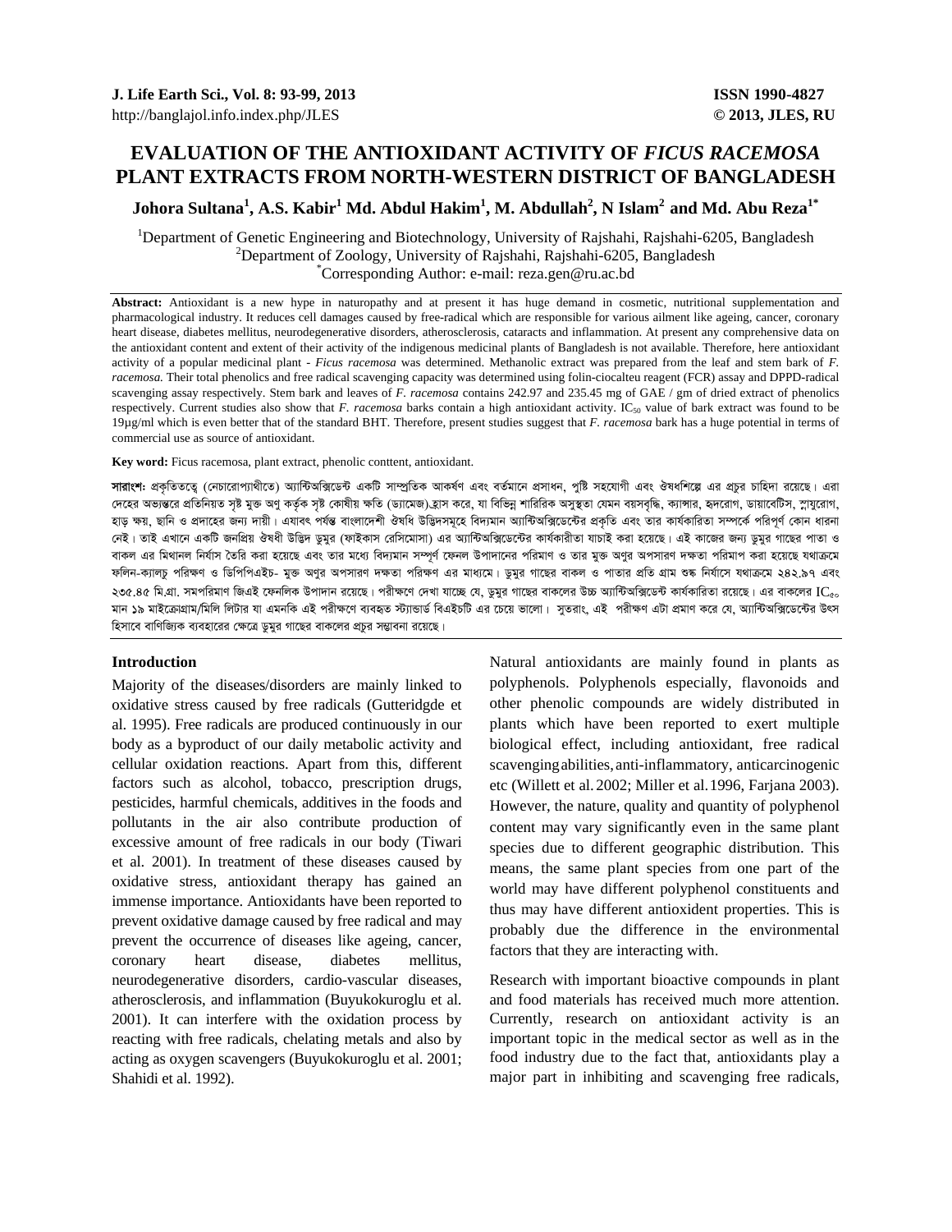# EVALUATION OF THE ANTIOXIDANT ACTIVITY OF *FICUS RACEMOSA* PLANT EXTRACTS FROM NORTH-WESTERN DISTRICT OF BANGLADESH

**Johora Sultana[1], A.S. Kabir[1] Md. Abdul Hakim[1], M. Abdullah[2], N Islam[2] and Md. Abu Reza[1*]**

[1]Department of Genetic Engineering and Biotechnology, University of Rajshahi, Rajshahi-6205, Bangladesh
[2]Department of Zoology, University of Rajshahi, Rajshahi-6205, Bangladesh
[*]Corresponding Author: e-mail: reza.gen@ru.ac.bd

**Abstract:** Antioxidant is a new hype in naturopathy and at present it has huge demand in cosmetic, nutritional supplementation and pharmacological industry. It reduces cell damages caused by free-radical which are responsible for various ailment like ageing, cancer, coronary heart disease, diabetes mellitus, neurodegenerative disorders, atherosclerosis, cataracts and inflammation. At present any comprehensive data on the antioxidant content and extent of their activity of the indigenous medicinal plants of Bangladesh is not available. Therefore, here antioxidant activity of a popular medicinal plant - *Ficus racemosa* was determined. Methanolic extract was prepared from the leaf and stem bark of *F. racemosa.* Their total phenolics and free radical scavenging capacity was determined using folin-ciocalteu reagent (FCR) assay and DPPD-radical scavenging assay respectively. Stem bark and leaves of *F. racemosa* contains 242.97 and 235.45 mg of GAE / gm of dried extract of phenolics respectively. Current studies also show that *F. racemosa* barks contain a high antioxidant activity. $IC_{50}$ value of bark extract was found to be 19µg/ml which is even better that of the standard BHT. Therefore, present studies suggest that *F. racemosa* bark has a huge potential in terms of commercial use as source of antioxidant.

**Key word:** Ficus racemosa, plant extract, phenolic conttent, antioxidant.

**সারাংশ:** প্রকৃতিতত্ত্বে (নেচারোপ্যাথীতে) অ্যান্টিঅক্সিডেন্ট একটি সাম্প্রতিক আকর্ষণ এবং বর্তমানে প্রসাধন, পুষ্টি সহযোগী এবং ঔষধশিল্পে এর প্রচুর চাহিদা রয়েছে। এরা দেহের অভ্যন্তরে প্রতিনিয়ত সৃষ্ট মুক্ত অণু কর্তৃক সৃষ্ট কোষীয় ক্ষতি (ড্যামেজ) হ্রাস করে, যা বিভিন্ন শারিরিক অসুস্থতা যেমন বয়সবৃদ্ধি, ক্যান্সার, হৃদরোগ, ডায়াবেটিস, স্নায়ুরোগ, হাড় ক্ষয়, ছানি ও প্রদাহের জন্য দায়ী। এযাবৎ পর্যন্ত বাংলাদেশী ঔষধি উদ্ভিদসমূহে বিদ্যমান অ্যান্টিঅক্সিডেন্টের প্রকৃতি এবং তার কার্যকারিতা সম্পর্কে পরিপূর্ণ কোন ধারনা নেই। তাই এখানে একটি জনপ্রিয় ঔষধী উদ্ভিদ ডুমুর (ফাইকাস রেসিমোসা) এর অ্যান্টিঅক্সিডেন্টের কার্যকারীতা যাচাই করা হয়েছে। এই কাজের জন্য ডুমুর গাছের পাতা ও বাকল এর মিথানল নির্যাস তৈরি করা হয়েছে এবং তার মধ্যে বিদ্যমান সম্পূর্ণ ফেনল উপাদানের পরিমাণ ও তার মুক্ত অণুর অপসারণ দক্ষতা পরিমাপ করা হয়েছে যথাক্রমে ফলিন-ক্যালচু পরিক্ষণ ও ডিপিপিএইচ- মুক্ত অণুর অপসারণ দক্ষতা পরিক্ষণ এর মাধ্যমে। ডুমুর গাছের বাকল ও পাতার প্রতি গ্রাম শুষ্ক নির্যাসে যথাক্রমে ২৪২.৯৭ এবং ২৩৫.৪৫ মি.গ্রা. সমপরিমাণ জিএই ফেনলিক উপাদান রয়েছে। পরীক্ষণে দেখা যাচ্ছে যে, ডুমুর গাছের বাকলের উচ্চ অ্যান্টিঅক্সিডেন্ট কার্যকারিতা রয়েছে। এর বাকলের $IC_{৫০}$ মান ১৯ মাইক্রোগ্রাম/মিলি লিটার যা এমনকি এই পরীক্ষণে ব্যবহৃত স্ট্যান্ডার্ড বিএইচটি এর চেয়ে ভালো। সুতরাং, এই পরীক্ষণ এটা প্রমাণ করে যে, অ্যান্টিঅক্সিডেন্টের উৎস হিসাবে বাণিজ্যিক ব্যবহারের ক্ষেত্রে ডুমুর গাছের বাকলের প্রচুর সম্ভাবনা রয়েছে।

## Introduction

Majority of the diseases/disorders are mainly linked to oxidative stress caused by free radicals (Gutteridgde et al. 1995). Free radicals are produced continuously in our body as a byproduct of our daily metabolic activity and cellular oxidation reactions. Apart from this, different factors such as alcohol, tobacco, prescription drugs, pesticides, harmful chemicals, additives in the foods and pollutants in the air also contribute production of excessive amount of free radicals in our body (Tiwari et al. 2001). In treatment of these diseases caused by oxidative stress, antioxidant therapy has gained an immense importance. Antioxidants have been reported to prevent oxidative damage caused by free radical and may prevent the occurrence of diseases like ageing, cancer, coronary heart disease, diabetes mellitus, neurodegenerative disorders, cardio-vascular diseases, atherosclerosis, and inflammation (Buyukokuroglu et al. 2001). It can interfere with the oxidation process by reacting with free radicals, chelating metals and also by acting as oxygen scavengers (Buyukokuroglu et al. 2001; Shahidi et al. 1992).

Natural antioxidants are mainly found in plants as polyphenols. Polyphenols especially, flavonoids and other phenolic compounds are widely distributed in plants which have been reported to exert multiple biological effect, including antioxidant, free radical scavenging abilities, anti-inflammatory, anticarcinogenic etc (Willett et al. 2002; Miller et al. 1996, Farjana 2003). However, the nature, quality and quantity of polyphenol content may vary significantly even in the same plant species due to different geographic distribution. This means, the same plant species from one part of the world may have different polyphenol constituents and thus may have different antioxident properties. This is probably due the difference in the environmental factors that they are interacting with.

Research with important bioactive compounds in plant and food materials has received much more attention. Currently, research on antioxidant activity is an important topic in the medical sector as well as in the food industry due to the fact that, antioxidants play a major part in inhibiting and scavenging free radicals,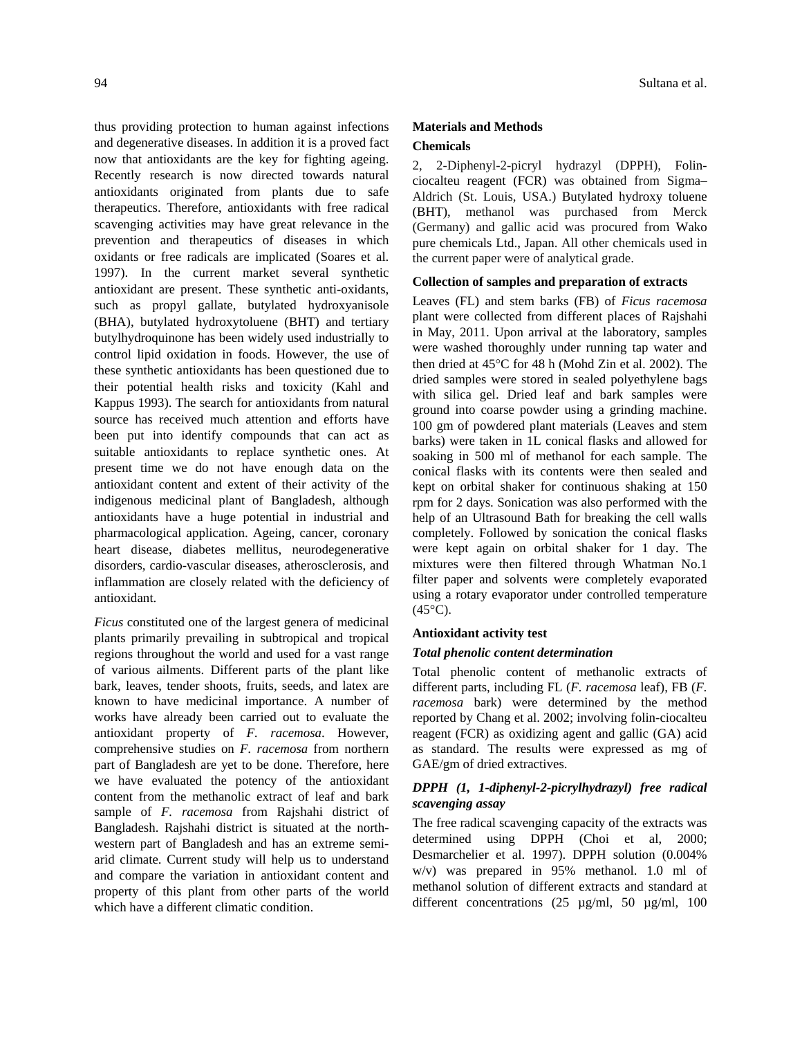thus providing protection to human against infections and degenerative diseases. In addition it is a proved fact now that antioxidants are the key for fighting ageing. Recently research is now directed towards natural antioxidants originated from plants due to safe therapeutics. Therefore, antioxidants with free radical scavenging activities may have great relevance in the prevention and therapeutics of diseases in which oxidants or free radicals are implicated (Soares et al. 1997). In the current market several synthetic antioxidant are present. These synthetic anti-oxidants, such as propyl gallate, butylated hydroxyanisole (BHA), butylated hydroxytoluene (BHT) and tertiary butylhydroquinone has been widely used industrially to control lipid oxidation in foods. However, the use of these synthetic antioxidants has been questioned due to their potential health risks and toxicity (Kahl and Kappus 1993). The search for antioxidants from natural source has received much attention and efforts have been put into identify compounds that can act as suitable antioxidants to replace synthetic ones. At present time we do not have enough data on the antioxidant content and extent of their activity of the indigenous medicinal plant of Bangladesh, although antioxidants have a huge potential in industrial and pharmacological application. Ageing, cancer, coronary heart disease, diabetes mellitus, neurodegenerative disorders, cardio-vascular diseases, atherosclerosis, and inflammation are closely related with the deficiency of antioxidant.

*Ficus* constituted one of the largest genera of medicinal plants primarily prevailing in subtropical and tropical regions throughout the world and used for a vast range of various ailments. Different parts of the plant like bark, leaves, tender shoots, fruits, seeds, and latex are known to have medicinal importance. A number of works have already been carried out to evaluate the antioxidant property of *F. racemosa*. However, comprehensive studies on *F. racemosa* from northern part of Bangladesh are yet to be done. Therefore, here we have evaluated the potency of the antioxidant content from the methanolic extract of leaf and bark sample of *F. racemosa* from Rajshahi district of Bangladesh. Rajshahi district is situated at the north-western part of Bangladesh and has an extreme semi-arid climate. Current study will help us to understand and compare the variation in antioxidant content and property of this plant from other parts of the world which have a different climatic condition.

## Materials and Methods

### Chemicals

2, 2-Diphenyl-2-picryl hydrazyl (DPPH), Folin-ciocalteu reagent (FCR) was obtained from Sigma–Aldrich (St. Louis, USA.) Butylated hydroxy toluene (BHT), methanol was purchased from Merck (Germany) and gallic acid was procured from Wako pure chemicals Ltd., Japan. All other chemicals used in the current paper were of analytical grade.

### Collection of samples and preparation of extracts

Leaves (FL) and stem barks (FB) of *Ficus racemosa* plant were collected from different places of Rajshahi in May, 2011. Upon arrival at the laboratory, samples were washed thoroughly under running tap water and then dried at 45°C for 48 h (Mohd Zin et al. 2002). The dried samples were stored in sealed polyethylene bags with silica gel. Dried leaf and bark samples were ground into coarse powder using a grinding machine. 100 gm of powdered plant materials (Leaves and stem barks) were taken in 1L conical flasks and allowed for soaking in 500 ml of methanol for each sample. The conical flasks with its contents were then sealed and kept on orbital shaker for continuous shaking at 150 rpm for 2 days. Sonication was also performed with the help of an Ultrasound Bath for breaking the cell walls completely. Followed by sonication the conical flasks were kept again on orbital shaker for 1 day. The mixtures were then filtered through Whatman No.1 filter paper and solvents were completely evaporated using a rotary evaporator under controlled temperature (45°C).

### Antioxidant activity test

#### *Total phenolic content determination*

Total phenolic content of methanolic extracts of different parts, including FL (*F. racemosa* leaf), FB (*F. racemosa* bark) were determined by the method reported by Chang et al. 2002; involving folin-ciocalteu reagent (FCR) as oxidizing agent and gallic (GA) acid as standard. The results were expressed as mg of GAE/gm of dried extractives.

#### *DPPH (1, 1-diphenyl-2-picrylhydrazyl) free radical scavenging assay*

The free radical scavenging capacity of the extracts was determined using DPPH (Choi et al, 2000; Desmarchelier et al. 1997). DPPH solution (0.004% w/v) was prepared in 95% methanol. 1.0 ml of methanol solution of different extracts and standard at different concentrations (25 µg/ml, 50 µg/ml, 100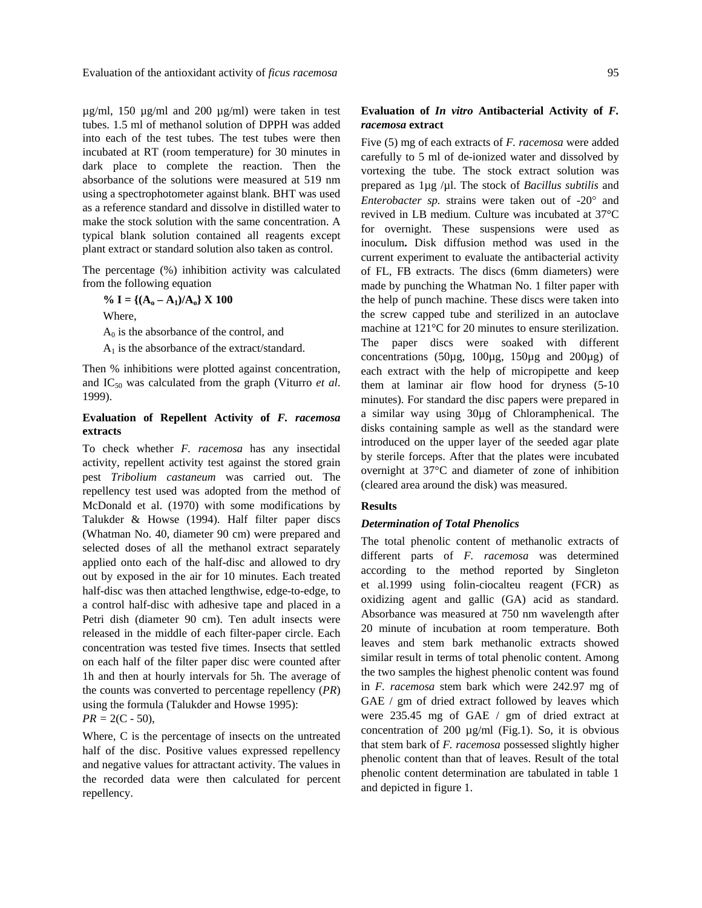µg/ml, 150 µg/ml and 200 µg/ml) were taken in test tubes. 1.5 ml of methanol solution of DPPH was added into each of the test tubes. The test tubes were then incubated at RT (room temperature) for 30 minutes in dark place to complete the reaction. Then the absorbance of the solutions were measured at 519 nm using a spectrophotometer against blank. BHT was used as a reference standard and dissolve in distilled water to make the stock solution with the same concentration. A typical blank solution contained all reagents except plant extract or standard solution also taken as control.

The percentage (%) inhibition activity was calculated from the following equation

$$\% I = \{(A_o - A_1)/A_o\} \times 100$$

Where,

$A_0$ is the absorbance of the control, and

$A_1$ is the absorbance of the extract/standard.

Then % inhibitions were plotted against concentration, and $IC_{50}$ was calculated from the graph (Viturro *et al*. 1999).

### Evaluation of Repellent Activity of *F. racemosa* extracts

To check whether *F. racemosa* has any insectidal activity, repellent activity test against the stored grain pest *Tribolium castaneum* was carried out. The repellency test used was adopted from the method of McDonald et al. (1970) with some modifications by Talukder & Howse (1994). Half filter paper discs (Whatman No. 40, diameter 90 cm) were prepared and selected doses of all the methanol extract separately applied onto each of the half-disc and allowed to dry out by exposed in the air for 10 minutes. Each treated half-disc was then attached lengthwise, edge-to-edge, to a control half-disc with adhesive tape and placed in a Petri dish (diameter 90 cm). Ten adult insects were released in the middle of each filter-paper circle. Each concentration was tested five times. Insects that settled on each half of the filter paper disc were counted after 1h and then at hourly intervals for 5h. The average of the counts was converted to percentage repellency (*PR*) using the formula (Talukder and Howse 1995):

$PR = 2(C - 50)$,

Where, C is the percentage of insects on the untreated half of the disc. Positive values expressed repellency and negative values for attractant activity. The values in the recorded data were then calculated for percent repellency.

### Evaluation of *In vitro* Antibacterial Activity of *F. racemosa* extract

Five (5) mg of each extracts of *F. racemosa* were added carefully to 5 ml of de-ionized water and dissolved by vortexing the tube. The stock extract solution was prepared as 1µg /µl. The stock of *Bacillus subtilis* and *Enterobacter sp.* strains were taken out of -20° and revived in LB medium. Culture was incubated at 37°C for overnight. These suspensions were used as inoculum**.** Disk diffusion method was used in the current experiment to evaluate the antibacterial activity of FL, FB extracts. The discs (6mm diameters) were made by punching the Whatman No. 1 filter paper with the help of punch machine. These discs were taken into the screw capped tube and sterilized in an autoclave machine at 121°C for 20 minutes to ensure sterilization. The paper discs were soaked with different concentrations (50µg, 100µg, 150µg and 200µg) of each extract with the help of micropipette and keep them at laminar air flow hood for dryness (5-10 minutes). For standard the disc papers were prepared in a similar way using 30µg of Chloramphenical. The disks containing sample as well as the standard were introduced on the upper layer of the seeded agar plate by sterile forceps. After that the plates were incubated overnight at 37°C and diameter of zone of inhibition (cleared area around the disk) was measured.

## Results

### *Determination of Total Phenolics*

The total phenolic content of methanolic extracts of different parts of *F. racemosa* was determined according to the method reported by Singleton et al.1999 using folin-ciocalteu reagent (FCR) as oxidizing agent and gallic (GA) acid as standard. Absorbance was measured at 750 nm wavelength after 20 minute of incubation at room temperature. Both leaves and stem bark methanolic extracts showed similar result in terms of total phenolic content. Among the two samples the highest phenolic content was found in *F. racemosa* stem bark which were 242.97 mg of GAE / gm of dried extract followed by leaves which were 235.45 mg of GAE / gm of dried extract at concentration of 200 µg/ml (Fig.1). So, it is obvious that stem bark of *F. racemosa* possessed slightly higher phenolic content than that of leaves. Result of the total phenolic content determination are tabulated in table 1 and depicted in figure 1.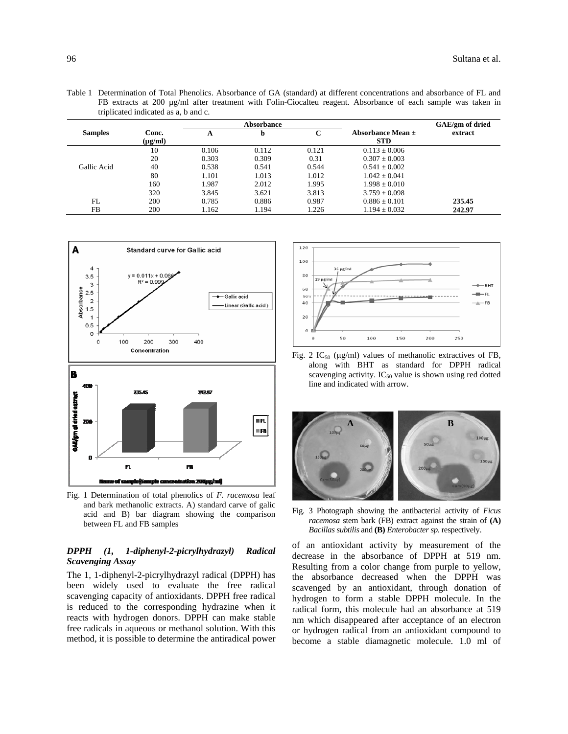Table 1 Determination of Total Phenolics. Absorbance of GA (standard) at different concentrations and absorbance of FL and FB extracts at 200 µg/ml after treatment with Folin-Ciocalteu reagent. Absorbance of each sample was taken in triplicated indicated as a, b and c.

| Samples | Conc. (µg/ml) | Absorbance A | b | C | Absorbance Mean ± STD | GAE/gm of dried extract |
|---|---|---|---|---|---|---|
| Gallic Acid | 10 | 0.106 | 0.112 | 0.121 | 0.113 ± 0.006 | |
| | 20 | 0.303 | 0.309 | 0.31 | 0.307 ± 0.003 | |
| | 40 | 0.538 | 0.541 | 0.544 | 0.541 ± 0.002 | |
| | 80 | 1.101 | 1.013 | 1.012 | 1.042 ± 0.041 | |
| | 160 | 1.987 | 2.012 | 1.995 | 1.998 ± 0.010 | |
| | 320 | 3.845 | 3.621 | 3.813 | 3.759 ± 0.098 | |
| FL | 200 | 0.785 | 0.886 | 0.987 | 0.886 ± 0.101 | **235.45** |
| FB | 200 | 1.162 | 1.194 | 1.226 | 1.194 ± 0.032 | **242.97** |

A

Standard curve for Gallic acid

$y = 0.011x + 0.066$
$R^2 = 0.999$

Gallic acid
Linear (Gallic acid)

Absorbance

Concentration

B

235.45
242.97

GAE/gm of dried extract

FL
FB

Name of sample (Sample concentration 200µg/ml)

Fig. 1 Determination of total phenolics of *F. racemosa* leaf and bark methanolic extracts. A) standard carve of galic acid and B) bar diagram showing the comparison between FL and FB samples

36 µg/ml
19 µg/ml
50%

BHT
FL
FB

Fig. 2 $IC_{50}$ (µg/ml) values of methanolic extractives of FB, along with BHT as standard for DPPH radical scavenging activity. $IC_{50}$ value is shown using red dotted line and indicated with arrow.

A
B

Fig. 3 Photograph showing the antibacterial activity of *Ficus racemosa* stem bark (FB) extract against the strain of **(A)** *Bacillas subtilis* and **(B)** *Enterobacter sp.* respectively.

### *DPPH (1, 1-diphenyl-2-picrylhydrazyl) Radical Scavenging Assay*

The 1, 1-diphenyl-2-picrylhydrazyl radical (DPPH) has been widely used to evaluate the free radical scavenging capacity of antioxidants. DPPH free radical is reduced to the corresponding hydrazine when it reacts with hydrogen donors. DPPH can make stable free radicals in aqueous or methanol solution. With this method, it is possible to determine the antiradical power of an antioxidant activity by measurement of the decrease in the absorbance of DPPH at 519 nm. Resulting from a color change from purple to yellow, the absorbance decreased when the DPPH was scavenged by an antioxidant, through donation of hydrogen to form a stable DPPH molecule. In the radical form, this molecule had an absorbance at 519 nm which disappeared after acceptance of an electron or hydrogen radical from an antioxidant compound to become a stable diamagnetic molecule. 1.0 ml of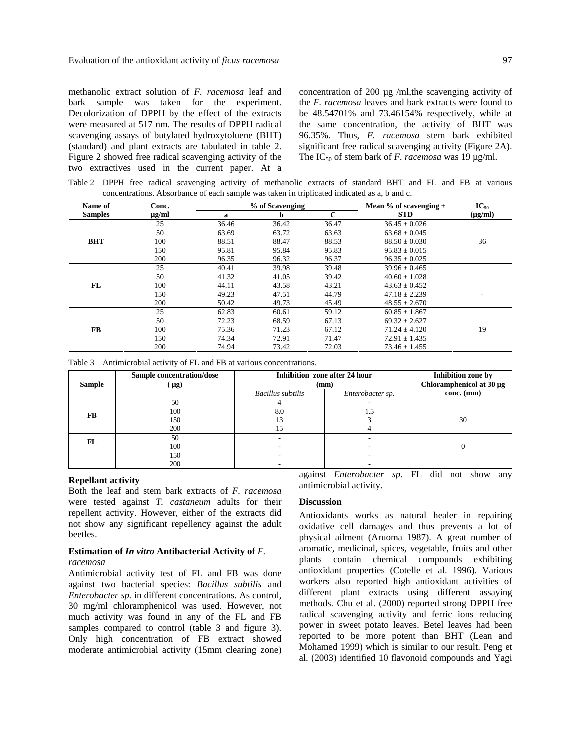methanolic extract solution of *F. racemosa* leaf and bark sample was taken for the experiment. Decolorization of DPPH by the effect of the extracts were measured at 517 nm. The results of DPPH radical scavenging assays of butylated hydroxytoluene (BHT) (standard) and plant extracts are tabulated in table 2. Figure 2 showed free radical scavenging activity of the two extractives used in the current paper. At a concentration of 200 µg /ml,the scavenging activity of the *F. racemosa* leaves and bark extracts were found to be 48.54701% and 73.46154% respectively, while at the same concentration, the activity of BHT was 96.35%. Thus, *F. racemosa* stem bark exhibited significant free radical scavenging activity (Figure 2A). The $IC_{50}$ of stem bark of *F. racemosa* was 19 µg/ml.

Table 2 DPPH free radical scavenging activity of methanolic extracts of standard BHT and FL and FB at various concentrations. Absorbance of each sample was taken in triplicated indicated as a, b and c.

| Name of Samples | Conc. µg/ml | % of Scavenging | | | Mean % of scavenging ± STD | $IC_{50}$ (µg/ml) |
|---|---|---|---|---|---|---|
| | | a | b | C | | |
| BHT | 25 | 36.46 | 36.42 | 36.47 | 36.45 ± 0.026 | 36 |
| | 50 | 63.69 | 63.72 | 63.63 | 63.68 ± 0.045 | |
| | 100 | 88.51 | 88.47 | 88.53 | 88.50 ± 0.030 | |
| | 150 | 95.81 | 95.84 | 95.83 | 95.83 ± 0.015 | |
| | 200 | 96.35 | 96.32 | 96.37 | 96.35 ± 0.025 | |
| FL | 25 | 40.41 | 39.98 | 39.48 | 39.96 ± 0.465 | - |
| | 50 | 41.32 | 41.05 | 39.42 | 40.60 ± 1.028 | |
| | 100 | 44.11 | 43.58 | 43.21 | 43.63 ± 0.452 | |
| | 150 | 49.23 | 47.51 | 44.79 | 47.18 ± 2.239 | |
| | 200 | 50.42 | 49.73 | 45.49 | 48.55 ± 2.670 | |
| FB | 25 | 62.83 | 60.61 | 59.12 | 60.85 ± 1.867 | 19 |
| | 50 | 72.23 | 68.59 | 67.13 | 69.32 ± 2.627 | |
| | 100 | 75.36 | 71.23 | 67.12 | 71.24 ± 4.120 | |
| | 150 | 74.34 | 72.91 | 71.47 | 72.91 ± 1.435 | |
| | 200 | 74.94 | 73.42 | 72.03 | 73.46 ± 1.455 | |

Table 3 Antimicrobial activity of FL and FB at various concentrations.

| Sample | Sample concentration/dose (µg) | Inhibition zone after 24 hour (mm) | | Inhibition zone by Chloramphenicol at 30 µg conc. (mm) |
|---|---|---|---|---|
| | | *Bacillus subtilis* | *Enterobacter sp.* | |
| FB | 50 | 4 | - | 30 |
| | 100 | 8.0 | 1.5 | |
| | 150 | 13 | 3 | |
| | 200 | 15 | 4 | |
| FL | 50 | - | - | 0 |
| | 100 | - | - | |
| | 150 | - | - | |
| | 200 | - | - | |

### Repellant activity

Both the leaf and stem bark extracts of *F. racemosa* were tested against *T. castaneum* adults for their repellent activity. However, either of the extracts did not show any significant repellency against the adult beetles.

### Estimation of *In vitro* Antibacterial Activity of *F. racemosa*

Antimicrobial activity test of FL and FB was done against two bacterial species: *Bacillus subtilis* and *Enterobacter sp.* in different concentrations. As control, 30 mg/ml chloramphenicol was used. However, not much activity was found in any of the FL and FB samples compared to control (table 3 and figure 3). Only high concentration of FB extract showed moderate antimicrobial activity (15mm clearing zone) against *Enterobacter sp.* FL did not show any antimicrobial activity.

### Discussion

Antioxidants works as natural healer in repairing oxidative cell damages and thus prevents a lot of physical ailment (Aruoma 1987). A great number of aromatic, medicinal, spices, vegetable, fruits and other plants contain chemical compounds exhibiting antioxidant properties (Cotelle et al. 1996). Various workers also reported high antioxidant activities of different plant extracts using different assaying methods. Chu et al. (2000) reported strong DPPH free radical scavenging activity and ferric ions reducing power in sweet potato leaves. Betel leaves had been reported to be more potent than BHT (Lean and Mohamed 1999) which is similar to our result. Peng et al. (2003) identified 10 flavonoid compounds and Yagi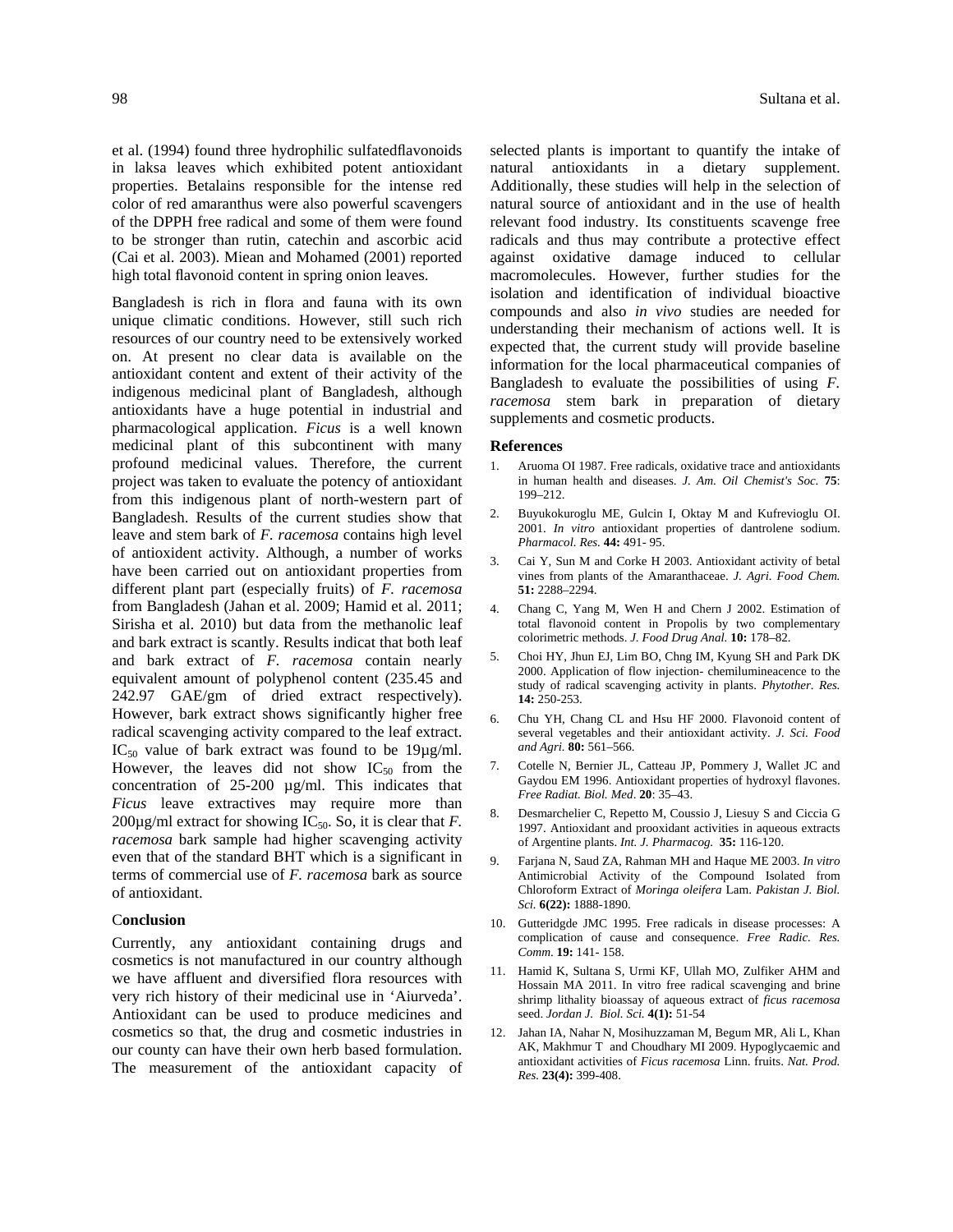et al. (1994) found three hydrophilic sulfatedflavonoids in laksa leaves which exhibited potent antioxidant properties. Betalains responsible for the intense red color of red amaranthus were also powerful scavengers of the DPPH free radical and some of them were found to be stronger than rutin, catechin and ascorbic acid (Cai et al. 2003). Miean and Mohamed (2001) reported high total flavonoid content in spring onion leaves.

Bangladesh is rich in flora and fauna with its own unique climatic conditions. However, still such rich resources of our country need to be extensively worked on. At present no clear data is available on the antioxidant content and extent of their activity of the indigenous medicinal plant of Bangladesh, although antioxidants have a huge potential in industrial and pharmacological application. *Ficus* is a well known medicinal plant of this subcontinent with many profound medicinal values. Therefore, the current project was taken to evaluate the potency of antioxidant from this indigenous plant of north-western part of Bangladesh. Results of the current studies show that leave and stem bark of *F. racemosa* contains high level of antioxident activity. Although, a number of works have been carried out on antioxidant properties from different plant part (especially fruits) of *F. racemosa* from Bangladesh (Jahan et al. 2009; Hamid et al. 2011; Sirisha et al. 2010) but data from the methanolic leaf and bark extract is scantly. Results indicat that both leaf and bark extract of *F. racemosa* contain nearly equivalent amount of polyphenol content (235.45 and 242.97 GAE/gm of dried extract respectively). However, bark extract shows significantly higher free radical scavenging activity compared to the leaf extract. $IC_{50}$ value of bark extract was found to be 19µg/ml. However, the leaves did not show $IC_{50}$ from the concentration of 25-200 µg/ml. This indicates that *Ficus* leave extractives may require more than 200µg/ml extract for showing $IC_{50}$. So, it is clear that *F. racemosa* bark sample had higher scavenging activity even that of the standard BHT which is a significant in terms of commercial use of *F. racemosa* bark as source of antioxidant.

## Conclusion

Currently, any antioxidant containing drugs and cosmetics is not manufactured in our country although we have affluent and diversified flora resources with very rich history of their medicinal use in 'Aiurveda'. Antioxidant can be used to produce medicines and cosmetics so that, the drug and cosmetic industries in our county can have their own herb based formulation. The measurement of the antioxidant capacity of selected plants is important to quantify the intake of natural antioxidants in a dietary supplement. Additionally, these studies will help in the selection of natural source of antioxidant and in the use of health relevant food industry. Its constituents scavenge free radicals and thus may contribute a protective effect against oxidative damage induced to cellular macromolecules. However, further studies for the isolation and identification of individual bioactive compounds and also *in vivo* studies are needed for understanding their mechanism of actions well. It is expected that, the current study will provide baseline information for the local pharmaceutical companies of Bangladesh to evaluate the possibilities of using *F. racemosa* stem bark in preparation of dietary supplements and cosmetic products.

## References

1. Aruoma OI 1987. Free radicals, oxidative trace and antioxidants in human health and diseases. *J. Am. Oil Chemist's Soc.* **75**: 199–212.
2. Buyukokuroglu ME, Gulcin I, Oktay M and Kufrevioglu OI. 2001. *In vitro* antioxidant properties of dantrolene sodium. *Pharmacol. Res.* **44:** 491- 95.
3. Cai Y, Sun M and Corke H 2003. Antioxidant activity of betal vines from plants of the Amaranthaceae. *J. Agri. Food Chem.* **51:** 2288–2294.
4. Chang C, Yang M, Wen H and Chern J 2002. Estimation of total flavonoid content in Propolis by two complementary colorimetric methods. *J. Food Drug Anal.* **10:** 178–82.
5. Choi HY, Jhun EJ, Lim BO, Chng IM, Kyung SH and Park DK 2000. Application of flow injection- chemilumineacence to the study of radical scavenging activity in plants. *Phytother. Res.* **14:** 250-253.
6. Chu YH, Chang CL and Hsu HF 2000. Flavonoid content of several vegetables and their antioxidant activity. *J. Sci. Food and Agri.* **80:** 561–566.
7. Cotelle N, Bernier JL, Catteau JP, Pommery J, Wallet JC and Gaydou EM 1996. Antioxidant properties of hydroxyl flavones. *Free Radiat. Biol. Med*. **20**: 35–43.
8. Desmarchelier C, Repetto M, Coussio J, Liesuy S and Ciccia G 1997. Antioxidant and prooxidant activities in aqueous extracts of Argentine plants. *Int. J. Pharmacog.* **35:** 116-120.
9. Farjana N, Saud ZA, Rahman MH and Haque ME 2003. *In vitro* Antimicrobial Activity of the Compound Isolated from Chloroform Extract of *Moringa oleifera* Lam. *Pakistan J. Biol. Sci.* **6(22):** 1888-1890.
10. Gutteridgde JMC 1995. Free radicals in disease processes: A complication of cause and consequence. *Free Radic. Res. Comm*. **19:** 141- 158.
11. Hamid K, Sultana S, Urmi KF, Ullah MO, Zulfiker AHM and Hossain MA 2011. In vitro free radical scavenging and brine shrimp lithality bioassay of aqueous extract of *ficus racemosa* seed. *Jordan J. Biol. Sci.* **4(1):** 51-54
12. Jahan IA, Nahar N, Mosihuzzaman M, Begum MR, Ali L, Khan AK, Makhmur T and Choudhary MI 2009. Hypoglycaemic and antioxidant activities of *Ficus racemosa* Linn. fruits. *Nat. Prod. Res.* **23(4):** 399-408.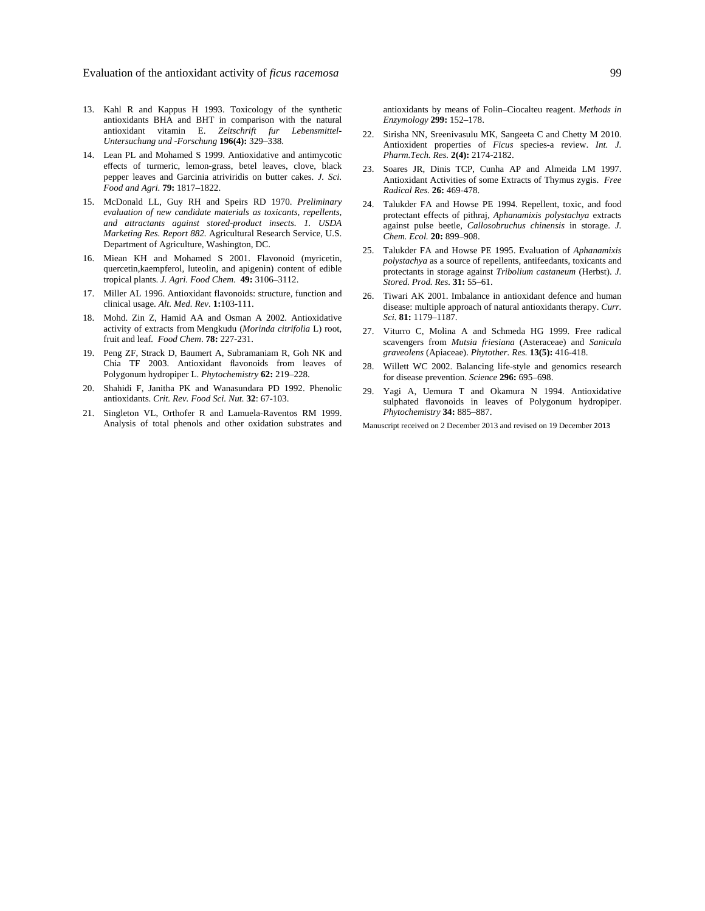13. Kahl R and Kappus H 1993. Toxicology of the synthetic antioxidants BHA and BHT in comparison with the natural antioxidant vitamin E. *Zeitschrift fur Lebensmittel-Untersuchung und -Forschung* **196(4):** 329–338.

14. Lean PL and Mohamed S 1999. Antioxidative and antimycotic effects of turmeric, lemon-grass, betel leaves, clove, black pepper leaves and Garcinia atriviridis on butter cakes. *J. Sci. Food and Agri.* **79:** 1817–1822.

15. McDonald LL, Guy RH and Speirs RD 1970. *Preliminary evaluation of new candidate materials as toxicants, repellents, and attractants against stored-product insects. 1. USDA Marketing Res. Report 882.* Agricultural Research Service, U.S. Department of Agriculture, Washington, DC.

16. Miean KH and Mohamed S 2001. Flavonoid (myricetin, quercetin,kaempferol, luteolin, and apigenin) content of edible tropical plants. *J. Agri. Food Chem.* **49:** 3106–3112.

17. Miller AL 1996. Antioxidant flavonoids: structure, function and clinical usage. *Alt. Med. Rev*. **1:**103-111.

18. Mohd. Zin Z, Hamid AA and Osman A 2002. Antioxidative activity of extracts from Mengkudu (*Morinda citrifolia* L) root, fruit and leaf. *Food Chem*. **78:** 227-231.

19. Peng ZF, Strack D, Baumert A, Subramaniam R, Goh NK and Chia TF 2003. Antioxidant flavonoids from leaves of Polygonum hydropiper L. *Phytochemistry* **62:** 219–228.

20. Shahidi F, Janitha PK and Wanasundara PD 1992. Phenolic antioxidants. *Crit. Rev. Food Sci. Nut.* **32**: 67-103.

21. Singleton VL, Orthofer R and Lamuela-Raventos RM 1999. Analysis of total phenols and other oxidation substrates and antioxidants by means of Folin–Ciocalteu reagent. *Methods in Enzymology* **299:** 152–178.

22. Sirisha NN, Sreenivasulu MK, Sangeeta C and Chetty M 2010. Antioxident properties of *Ficus* species-a review. *Int. J. Pharm.Tech. Res.* **2(4):** 2174-2182.

23. Soares JR, Dinis TCP, Cunha AP and Almeida LM 1997. Antioxidant Activities of some Extracts of Thymus zygis. *Free Radical Res.* **26:** 469-478.

24. Talukder FA and Howse PE 1994. Repellent, toxic, and food protectant effects of pithraj, *Aphanamixis polystachya* extracts against pulse beetle, *Callosobruchus chinensis* in storage. *J. Chem. Ecol.* **20:** 899–908.

25. Talukder FA and Howse PE 1995. Evaluation of *Aphanamixis polystachya* as a source of repellents, antifeedants, toxicants and protectants in storage against *Tribolium castaneum* (Herbst). *J. Stored. Prod. Res.* **31:** 55–61.

26. Tiwari AK 2001. Imbalance in antioxidant defence and human disease: multiple approach of natural antioxidants therapy. *Curr. Sci.* **81:** 1179–1187.

27. Viturro C, Molina A and Schmeda HG 1999. Free radical scavengers from *Mutsia friesiana* (Asteraceae) and *Sanicula graveolens* (Apiaceae). *Phytother. Res.* **13(5):** 416-418.

28. Willett WC 2002. Balancing life-style and genomics research for disease prevention. *Science* **296:** 695–698.

29. Yagi A, Uemura T and Okamura N 1994. Antioxidative sulphated flavonoids in leaves of Polygonum hydropiper. *Phytochemistry* **34:** 885–887.

Manuscript received on 2 December 2013 and revised on 19 December 2013